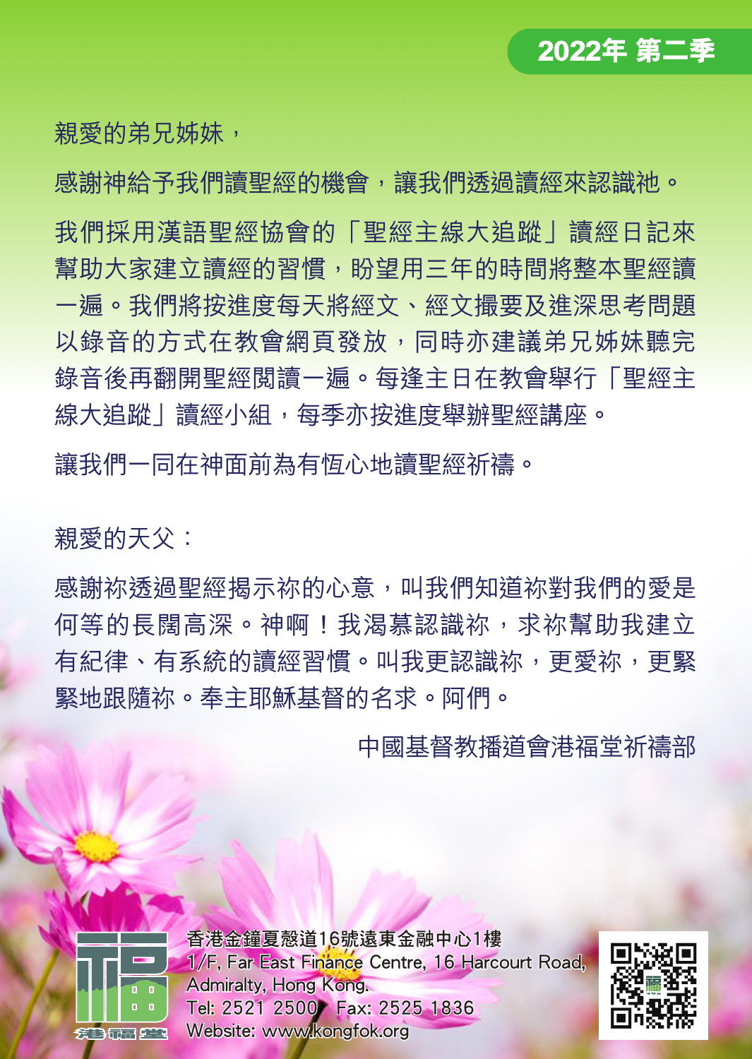2022年 第二季

親愛的弟兄姊妹，

感謝神給予我們讀聖經的機會，讓我們透過讀經來認識祂。

我們採用漢語聖經協會的「聖經主線大追蹤」讀經日記來幫助大家建立讀經的習慣，盼望用三年的時間將整本聖經讀一遍。我們將按進度每天將經文、經文撮要及進深思考問題以錄音的方式在教會網頁發放，同時亦建議弟兄姊妹聽完錄音後再翻開聖經閱讀一遍。每逢主日在教會舉行「聖經主線大追蹤」讀經小組，每季亦按進度舉辦聖經講座。

讓我們一同在神面前為有恆心地讀聖經祈禱。

親愛的天父：

感謝祢透過聖經揭示祢的心意，叫我們知道祢對我們的愛是何等的長闊高深。神啊！我渴慕認識祢，求祢幫助我建立有紀律、有系統的讀經習慣。叫我更認識祢，更愛祢，更緊緊地跟隨祢。奉主耶穌基督的名求。阿們。

中國基督教播道會港福堂祈禱部

港福堂

香港金鐘夏慤道16號遠東金融中心1樓
1/F, Far East Finance Centre, 16 Harcourt Road, Admiralty, Hong Kong.
Tel: 2521 2500 Fax: 2525 1836
Website: www.kongfok.org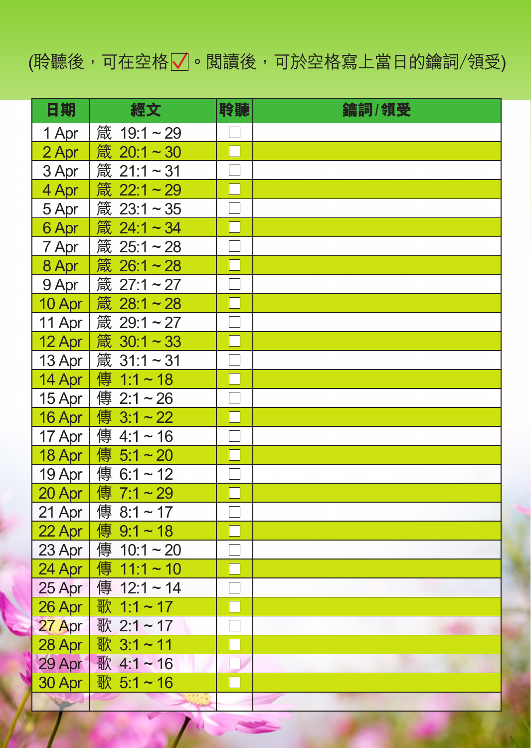(聆聽後，可在空格☑。閱讀後，可於空格寫上當日的鑰詞/領受)

| 日期 | 經文 | 聆聽 | 鑰詞 / 領受 |
|---|---|---|---|
| 1 Apr | 箴 19:1 ~ 29 | ☐ | |
| 2 Apr | 箴 20:1 ~ 30 | ☐ | |
| 3 Apr | 箴 21:1 ~ 31 | ☐ | |
| 4 Apr | 箴 22:1 ~ 29 | ☐ | |
| 5 Apr | 箴 23:1 ~ 35 | ☐ | |
| 6 Apr | 箴 24:1 ~ 34 | ☐ | |
| 7 Apr | 箴 25:1 ~ 28 | ☐ | |
| 8 Apr | 箴 26:1 ~ 28 | ☐ | |
| 9 Apr | 箴 27:1 ~ 27 | ☐ | |
| 10 Apr | 箴 28:1 ~ 28 | ☐ | |
| 11 Apr | 箴 29:1 ~ 27 | ☐ | |
| 12 Apr | 箴 30:1 ~ 33 | ☐ | |
| 13 Apr | 箴 31:1 ~ 31 | ☐ | |
| 14 Apr | 傳 1:1 ~ 18 | ☐ | |
| 15 Apr | 傳 2:1 ~ 26 | ☐ | |
| 16 Apr | 傳 3:1 ~ 22 | ☐ | |
| 17 Apr | 傳 4:1 ~ 16 | ☐ | |
| 18 Apr | 傳 5:1 ~ 20 | ☐ | |
| 19 Apr | 傳 6:1 ~ 12 | ☐ | |
| 20 Apr | 傳 7:1 ~ 29 | ☐ | |
| 21 Apr | 傳 8:1 ~ 17 | ☐ | |
| 22 Apr | 傳 9:1 ~ 18 | ☐ | |
| 23 Apr | 傳 10:1 ~ 20 | ☐ | |
| 24 Apr | 傳 11:1 ~ 10 | ☐ | |
| 25 Apr | 傳 12:1 ~ 14 | ☐ | |
| 26 Apr | 歌 1:1 ~ 17 | ☐ | |
| 27 Apr | 歌 2:1 ~ 17 | ☐ | |
| 28 Apr | 歌 3:1 ~ 11 | ☐ | |
| 29 Apr | 歌 4:1 ~ 16 | ☐ | |
| 30 Apr | 歌 5:1 ~ 16 | ☐ | |
| | | | |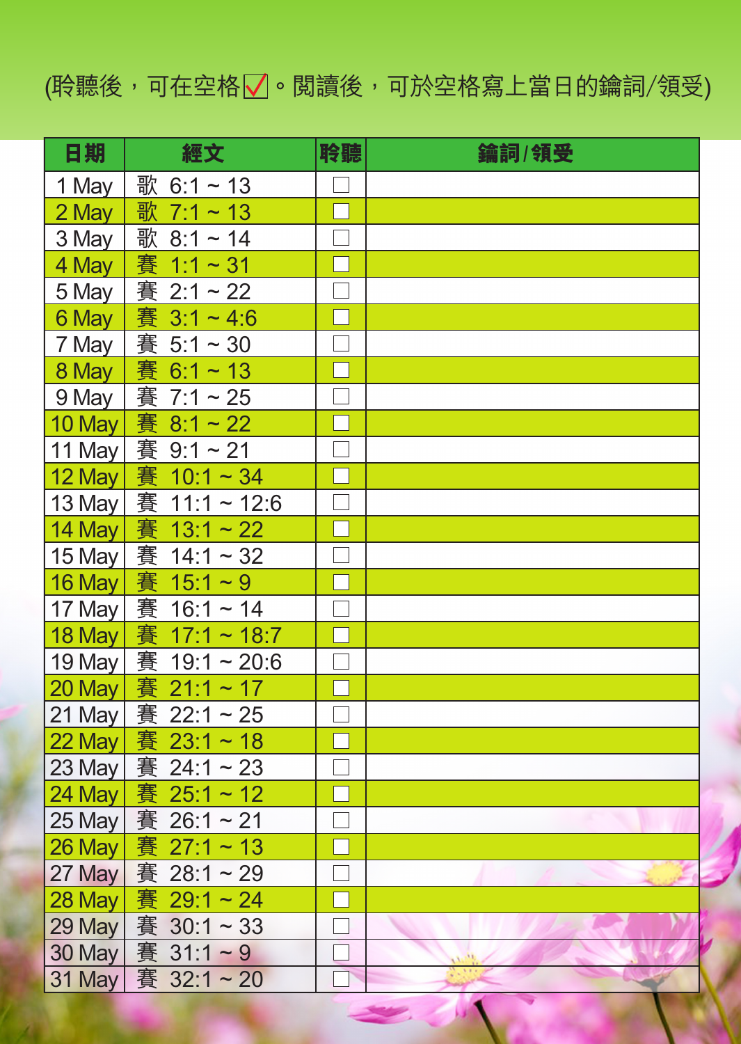(聆聽後，可在空格☑。閱讀後，可於空格寫上當日的鑰詞/領受)

| 日期 | 經文 | 聆聽 | 鑰詞 / 領受 |
|---|---|---|---|
| 1 May | 歌 6:1 ~ 13 | ☐ | |
| 2 May | 歌 7:1 ~ 13 | ☐ | |
| 3 May | 歌 8:1 ~ 14 | ☐ | |
| 4 May | 賽 1:1 ~ 31 | ☐ | |
| 5 May | 賽 2:1 ~ 22 | ☐ | |
| 6 May | 賽 3:1 ~ 4:6 | ☐ | |
| 7 May | 賽 5:1 ~ 30 | ☐ | |
| 8 May | 賽 6:1 ~ 13 | ☐ | |
| 9 May | 賽 7:1 ~ 25 | ☐ | |
| 10 May | 賽 8:1 ~ 22 | ☐ | |
| 11 May | 賽 9:1 ~ 21 | ☐ | |
| 12 May | 賽 10:1 ~ 34 | ☐ | |
| 13 May | 賽 11:1 ~ 12:6 | ☐ | |
| 14 May | 賽 13:1 ~ 22 | ☐ | |
| 15 May | 賽 14:1 ~ 32 | ☐ | |
| 16 May | 賽 15:1 ~ 9 | ☐ | |
| 17 May | 賽 16:1 ~ 14 | ☐ | |
| 18 May | 賽 17:1 ~ 18:7 | ☐ | |
| 19 May | 賽 19:1 ~ 20:6 | ☐ | |
| 20 May | 賽 21:1 ~ 17 | ☐ | |
| 21 May | 賽 22:1 ~ 25 | ☐ | |
| 22 May | 賽 23:1 ~ 18 | ☐ | |
| 23 May | 賽 24:1 ~ 23 | ☐ | |
| 24 May | 賽 25:1 ~ 12 | ☐ | |
| 25 May | 賽 26:1 ~ 21 | ☐ | |
| 26 May | 賽 27:1 ~ 13 | ☐ | |
| 27 May | 賽 28:1 ~ 29 | ☐ | |
| 28 May | 賽 29:1 ~ 24 | ☐ | |
| 29 May | 賽 30:1 ~ 33 | ☐ | |
| 30 May | 賽 31:1 ~ 9 | ☐ | |
| 31 May | 賽 32:1 ~ 20 | ☐ | |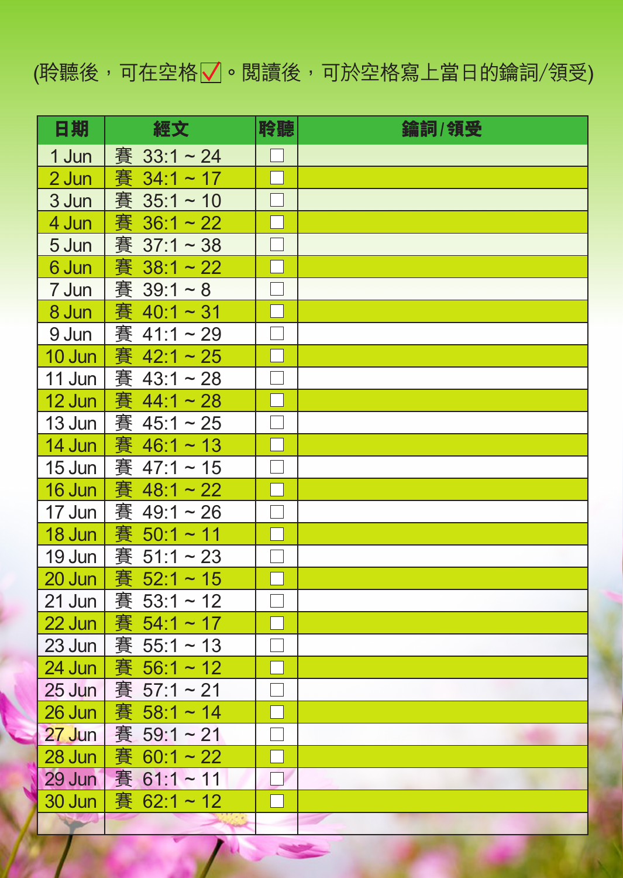(聆聽後，可在空格☑。閱讀後，可於空格寫上當日的鑰詞/領受)

| 日期 | 經文 | 聆聽 | 鑰詞 / 領受 |
|---|---|---|---|
| 1 Jun | 賽 33:1 ~ 24 | ☐ | |
| 2 Jun | 賽 34:1 ~ 17 | ☐ | |
| 3 Jun | 賽 35:1 ~ 10 | ☐ | |
| 4 Jun | 賽 36:1 ~ 22 | ☐ | |
| 5 Jun | 賽 37:1 ~ 38 | ☐ | |
| 6 Jun | 賽 38:1 ~ 22 | ☐ | |
| 7 Jun | 賽 39:1 ~ 8 | ☐ | |
| 8 Jun | 賽 40:1 ~ 31 | ☐ | |
| 9 Jun | 賽 41:1 ~ 29 | ☐ | |
| 10 Jun | 賽 42:1 ~ 25 | ☐ | |
| 11 Jun | 賽 43:1 ~ 28 | ☐ | |
| 12 Jun | 賽 44:1 ~ 28 | ☐ | |
| 13 Jun | 賽 45:1 ~ 25 | ☐ | |
| 14 Jun | 賽 46:1 ~ 13 | ☐ | |
| 15 Jun | 賽 47:1 ~ 15 | ☐ | |
| 16 Jun | 賽 48:1 ~ 22 | ☐ | |
| 17 Jun | 賽 49:1 ~ 26 | ☐ | |
| 18 Jun | 賽 50:1 ~ 11 | ☐ | |
| 19 Jun | 賽 51:1 ~ 23 | ☐ | |
| 20 Jun | 賽 52:1 ~ 15 | ☐ | |
| 21 Jun | 賽 53:1 ~ 12 | ☐ | |
| 22 Jun | 賽 54:1 ~ 17 | ☐ | |
| 23 Jun | 賽 55:1 ~ 13 | ☐ | |
| 24 Jun | 賽 56:1 ~ 12 | ☐ | |
| 25 Jun | 賽 57:1 ~ 21 | ☐ | |
| 26 Jun | 賽 58:1 ~ 14 | ☐ | |
| 27 Jun | 賽 59:1 ~ 21 | ☐ | |
| 28 Jun | 賽 60:1 ~ 22 | ☐ | |
| 29 Jun | 賽 61:1 ~ 11 | ☐ | |
| 30 Jun | 賽 62:1 ~ 12 | ☐ | |
| | | | |